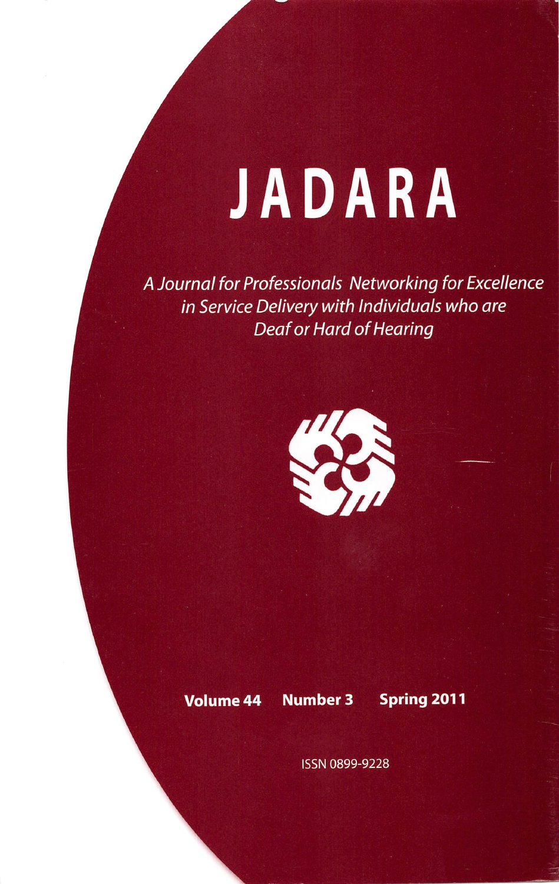# JADARA

*A Journal for Professionals Networking for Excellence in Service Delivery with Individuals who are Deaf or Hard of Hearing*

**Volume 44 Number 3 Spring 2011**

ISSN 0899-9228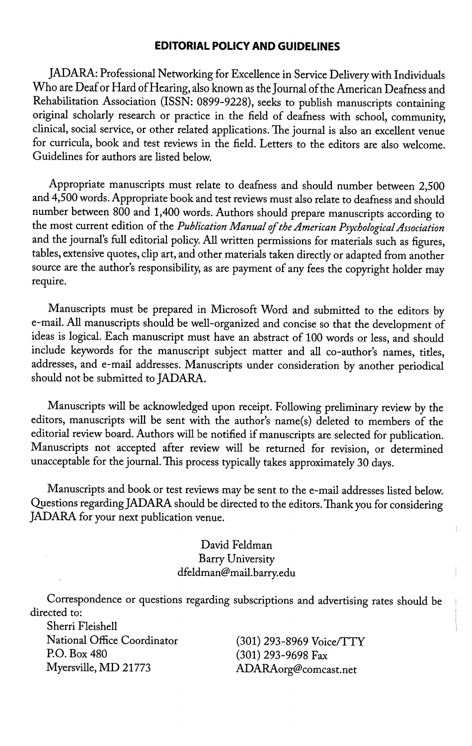## EDITORIAL POLICY AND GUIDELINES

JADARA: Professional Networking for Excellence in Service Delivery with Individuals Who are Deaf or Hard of Hearing, also known as the Journal of the American Deafness and Rehabilitation Association (ISSN: 0899-9228), seeks to publish manuscripts containing original scholarly research or practice in the field of deafness with school, community, clinical, social service, or other related applications. The journal is also an excellent venue for curricula, book and test reviews in the field. Letters to the editors are also welcome. Guidelines for authors are listed below.

Appropriate manuscripts must relate to deafness and should number between 2,500 and 4,500 words. Appropriate book and test reviews must also relate to deafness and should number between 800 and 1,400 words. Authors should prepare manuscripts according to the most current edition of the *Publication Manual of the American Psychological Association* and the journal's full editorial policy. All written permissions for materials such as figures, tables, extensive quotes, clip art, and other materials taken directly or adapted from another source are the author's responsibility, as are payment of any fees the copyright holder may require.

Manuscripts must be prepared in Microsoft Word and submitted to the editors by e-mail. All manuscripts should be well-organized and concise so that the development of ideas is logical. Each manuscript must have an abstract of 100 words or less, and should include keywords for the manuscript subject matter and all co-author's names, titles, addresses, and e-mail addresses. Manuscripts under consideration by another periodical should not be submitted to JADARA.

Manuscripts will be acknowledged upon receipt. Following preliminary review by the editors, manuscripts will be sent with the author's name(s) deleted to members of the editorial review board. Authors will be notified if manuscripts are selected for publication. Manuscripts not accepted after review will be returned for revision, or determined unacceptable for the journal. This process typically takes approximately 30 days.

Manuscripts and book or test reviews may be sent to the e-mail addresses listed below. Questions regarding JADARA should be directed to the editors. Thank you for considering JADARA for your next publication venue.

David Feldman
Barry University
dfeldman@mail.barry.edu

Correspondence or questions regarding subscriptions and advertising rates should be directed to:

Sherri Fleishell
National Office Coordinator
P.O. Box 480
Myersville, MD 21773

(301) 293-8969 Voice/TTY
(301) 293-9698 Fax
ADARAorg@comcast.net